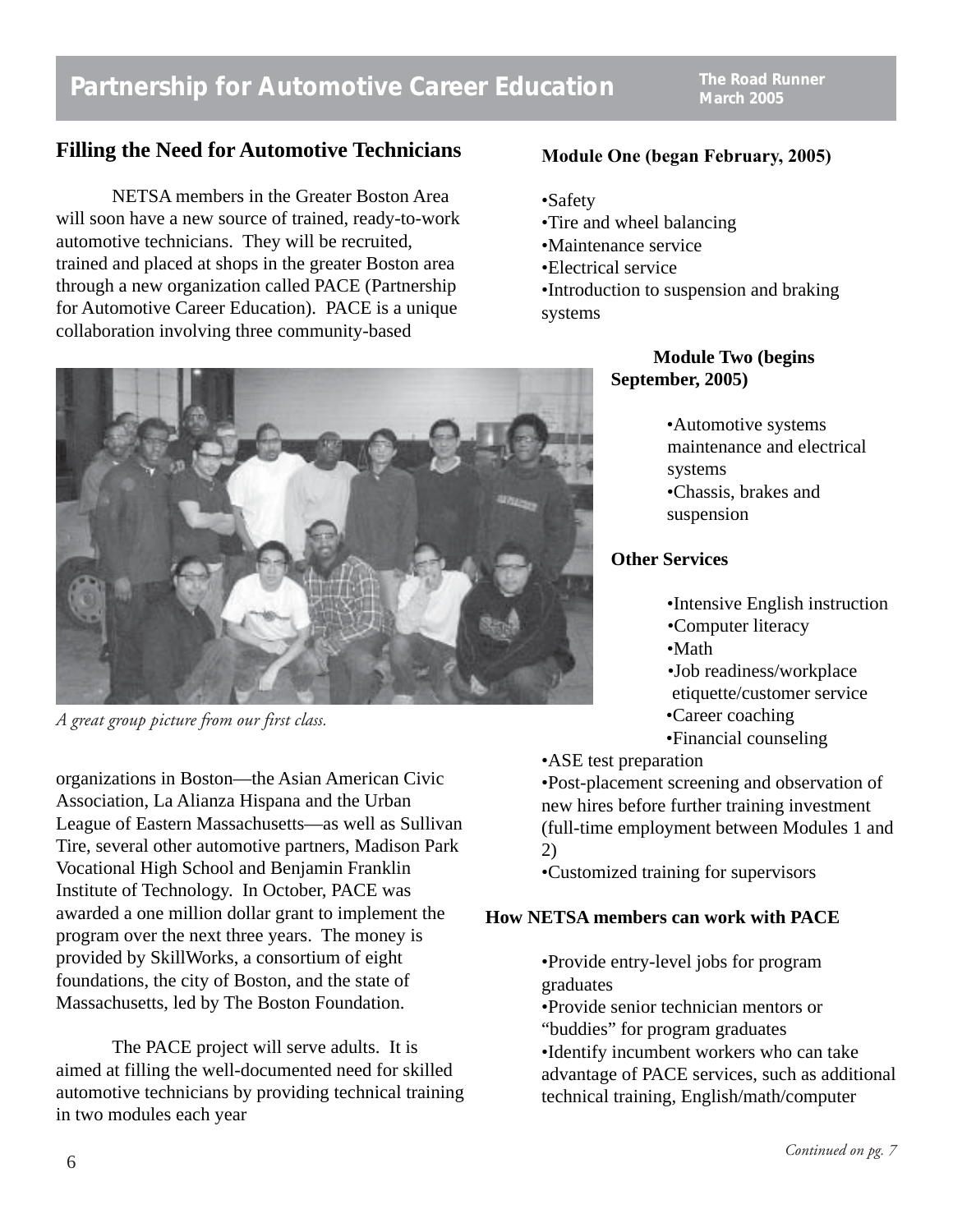# Partnership for Automotive Career Education

## Filling the Need for Automotive Technicians

NETSA members in the Greater Boston Area will soon have a new source of trained, ready-to-work automotive technicians. They will be recruited, trained and placed at shops in the greater Boston area through a new organization called PACE (Partnership for Automotive Career Education). PACE is a unique collaboration involving three community-based organizations in Boston—the Asian American Civic Association, La Alianza Hispana and the Urban League of Eastern Massachusetts—as well as Sullivan Tire, several other automotive partners, Madison Park Vocational High School and Benjamin Franklin Institute of Technology. In October, PACE was awarded a one million dollar grant to implement the program over the next three years. The money is provided by SkillWorks, a consortium of eight foundations, the city of Boston, and the state of Massachusetts, led by The Boston Foundation.

*A great group picture from our first class.*

The PACE project will serve adults. It is aimed at filling the well-documented need for skilled automotive technicians by providing technical training in two modules each year

**Module One (began February, 2005)**

- Safety
- Tire and wheel balancing
- Maintenance service
- Electrical service
- Introduction to suspension and braking systems

**Module Two (begins September, 2005)**

- Automotive systems maintenance and electrical systems
- Chassis, brakes and suspension

**Other Services**

- Intensive English instruction
- Computer literacy
- Math
- Job readiness/workplace etiquette/customer service
- Career coaching
- Financial counseling
- ASE test preparation
- Post-placement screening and observation of new hires before further training investment (full-time employment between Modules 1 and 2)
- Customized training for supervisors

**How NETSA members can work with PACE**

- Provide entry-level jobs for program graduates
- Provide senior technician mentors or "buddies" for program graduates
- Identify incumbent workers who can take advantage of PACE services, such as additional technical training, English/math/computer

*Continued on pg. 7*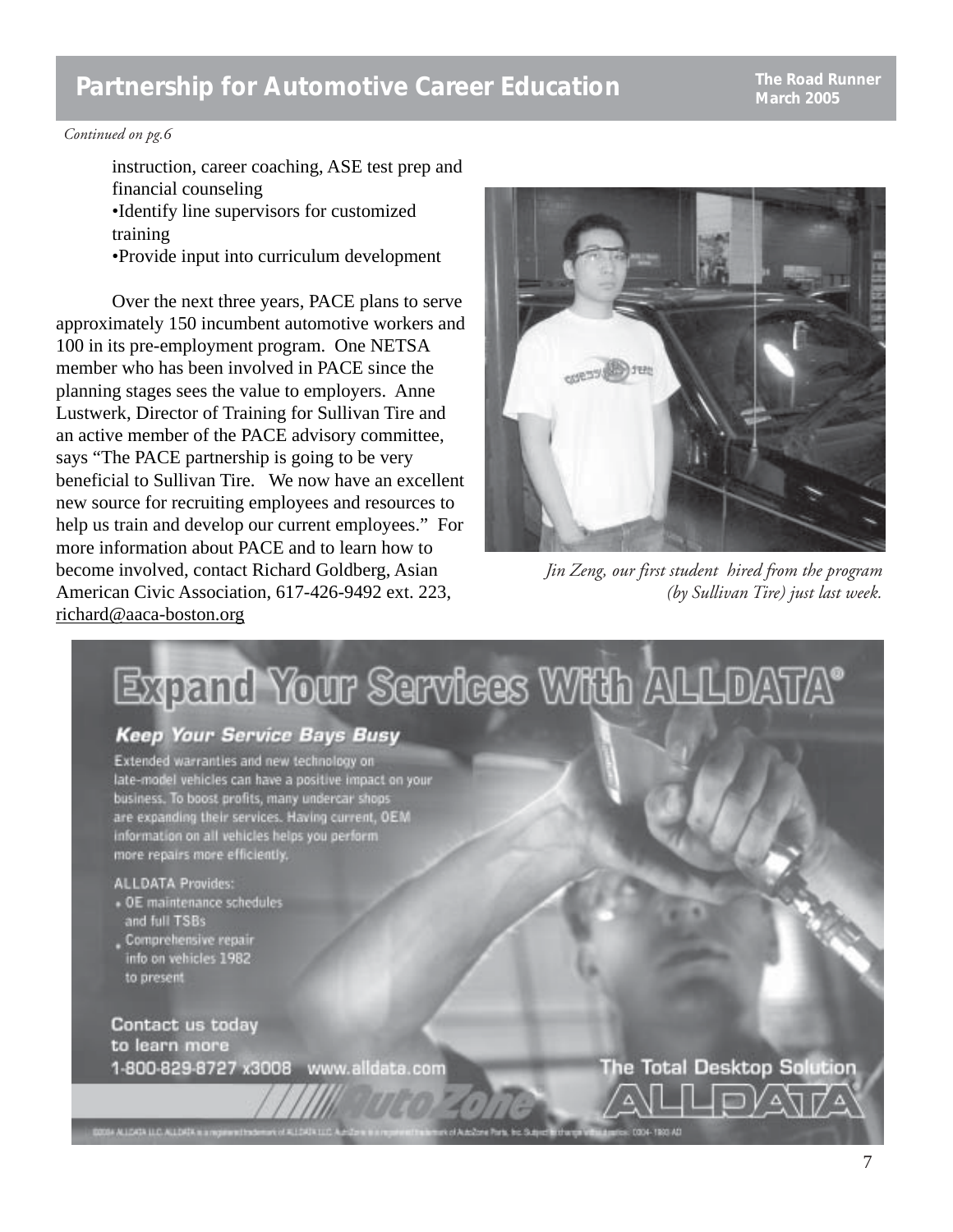*Continued on pg.6*

instruction, career coaching, ASE test prep and financial counseling

- Identify line supervisors for customized training
- Provide input into curriculum development

Over the next three years, PACE plans to serve approximately 150 incumbent automotive workers and 100 in its pre-employment program. One NETSA member who has been involved in PACE since the planning stages sees the value to employers. Anne Lustwerk, Director of Training for Sullivan Tire and an active member of the PACE advisory committee, says "The PACE partnership is going to be very beneficial to Sullivan Tire. We now have an excellent new source for recruiting employees and resources to help us train and develop our current employees." For more information about PACE and to learn how to become involved, contact Richard Goldberg, Asian American Civic Association, 617-426-9492 ext. 223, richard@aaca-boston.org

*Jin Zeng, our first student hired from the program (by Sullivan Tire) just last week.*

# Expand Your Services With ALLDATA®

### Keep Your Service Bays Busy

Extended warranties and new technology on late-model vehicles can have a positive impact on your business. To boost profits, many undercar shops are expanding their services. Having current, OEM information on all vehicles helps you perform more repairs more efficiently.

ALLDATA Provides:

- OE maintenance schedules and full TSBs
- Comprehensive repair info on vehicles 1982 to present

**Contact us today to learn more**
**1-800-829-8727 x3008 www.alldata.com**

**The Total Desktop Solution**

AutoZone ALLDATA